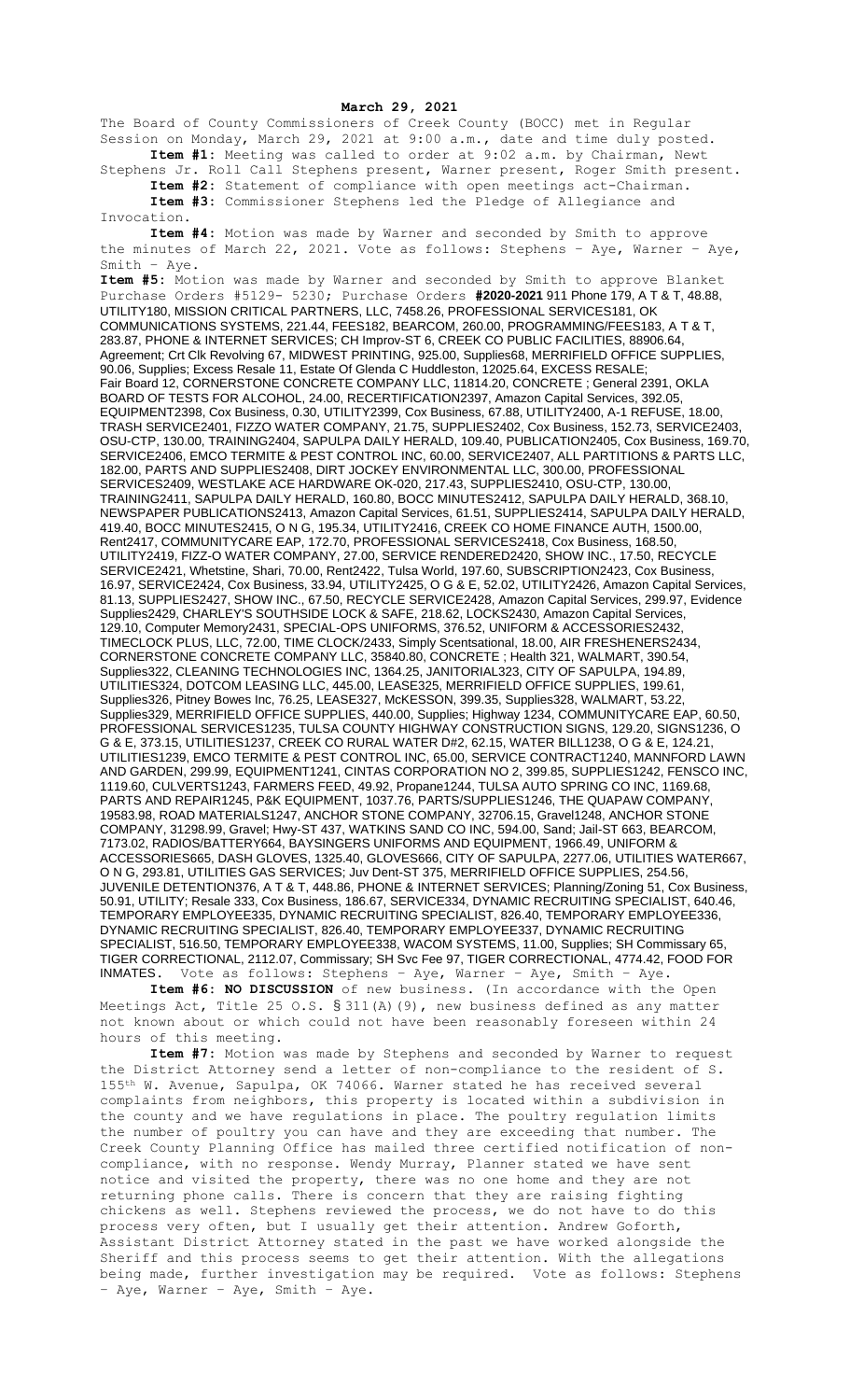**March 29, 2021**

The Board of County Commissioners of Creek County (BOCC) met in Regular Session on Monday, March 29, 2021 at 9:00 a.m., date and time duly posted.

**Item #1:** Meeting was called to order at 9:02 a.m. by Chairman, Newt Stephens Jr. Roll Call Stephens present, Warner present, Roger Smith present.

**Item #2:** Statement of compliance with open meetings act-Chairman.

**Item #3:** Commissioner Stephens led the Pledge of Allegiance and Invocation.

**Item #4:** Motion was made by Warner and seconded by Smith to approve the minutes of March 22, 2021. Vote as follows: Stephens – Aye, Warner – Aye, Smith – Aye.

**Item #5:** Motion was made by Warner and seconded by Smith to approve Blanket Purchase Orders #5129- 5230; Purchase Orders **#2020-2021** 911 Phone 179, A T & T, 48.88, UTILITY180, MISSION CRITICAL PARTNERS, LLC, 7458.26, PROFESSIONAL SERVICES181, OK COMMUNICATIONS SYSTEMS, 221.44, FEES182, BEARCOM, 260.00, PROGRAMMING/FEES183, A T & T, 283.87, PHONE & INTERNET SERVICES; CH Improv-ST 6, CREEK CO PUBLIC FACILITIES, 88906.64, Agreement; Crt Clk Revolving 67, MIDWEST PRINTING, 925.00, Supplies68, MERRIFIELD OFFICE SUPPLIES, 90.06, Supplies; Excess Resale 11, Estate Of Glenda C Huddleston, 12025.64, EXCESS RESALE; Fair Board 12, CORNERSTONE CONCRETE COMPANY LLC, 11814.20, CONCRETE ; General 2391, OKLA BOARD OF TESTS FOR ALCOHOL, 24.00, RECERTIFICATION2397, Amazon Capital Services, 392.05, EQUIPMENT2398, Cox Business, 0.30, UTILITY2399, Cox Business, 67.88, UTILITY2400, A-1 REFUSE, 18.00, TRASH SERVICE2401, FIZZO WATER COMPANY, 21.75, SUPPLIES2402, Cox Business, 152.73, SERVICE2403, OSU-CTP, 130.00, TRAINING2404, SAPULPA DAILY HERALD, 109.40, PUBLICATION2405, Cox Business, 169.70, SERVICE2406, EMCO TERMITE & PEST CONTROL INC, 60.00, SERVICE2407, ALL PARTITIONS & PARTS LLC, 182.00, PARTS AND SUPPLIES2408, DIRT JOCKEY ENVIRONMENTAL LLC, 300.00, PROFESSIONAL SERVICES2409, WESTLAKE ACE HARDWARE OK-020, 217.43, SUPPLIES2410, OSU-CTP, 130.00, TRAINING2411, SAPULPA DAILY HERALD, 160.80, BOCC MINUTES2412, SAPULPA DAILY HERALD, 368.10, NEWSPAPER PUBLICATIONS2413, Amazon Capital Services, 61.51, SUPPLIES2414, SAPULPA DAILY HERALD, 419.40, BOCC MINUTES2415, O N G, 195.34, UTILITY2416, CREEK CO HOME FINANCE AUTH, 1500.00, Rent2417, COMMUNITYCARE EAP, 172.70, PROFESSIONAL SERVICES2418, Cox Business, 168.50, UTILITY2419, FIZZ-O WATER COMPANY, 27.00, SERVICE RENDERED2420, SHOW INC., 17.50, RECYCLE SERVICE2421, Whetstine, Shari, 70.00, Rent2422, Tulsa World, 197.60, SUBSCRIPTION2423, Cox Business, 16.97, SERVICE2424, Cox Business, 33.94, UTILITY2425, O G & E, 52.02, UTILITY2426, Amazon Capital Services, 81.13, SUPPLIES2427, SHOW INC., 67.50, RECYCLE SERVICE2428, Amazon Capital Services, 299.97, Evidence Supplies2429, CHARLEY'S SOUTHSIDE LOCK & SAFE, 218.62, LOCKS2430, Amazon Capital Services, 129.10, Computer Memory2431, SPECIAL-OPS UNIFORMS, 376.52, UNIFORM & ACCESSORIES2432, TIMECLOCK PLUS, LLC, 72.00, TIME CLOCK/2433, Simply Scentsational, 18.00, AIR FRESHENERS2434, CORNERSTONE CONCRETE COMPANY LLC, 35840.80, CONCRETE ; Health 321, WALMART, 390.54, Supplies322, CLEANING TECHNOLOGIES INC, 1364.25, JANITORIAL323, CITY OF SAPULPA, 194.89, UTILITIES324, DOTCOM LEASING LLC, 445.00, LEASE325, MERRIFIELD OFFICE SUPPLIES, 199.61, Supplies326, Pitney Bowes Inc, 76.25, LEASE327, McKESSON, 399.35, Supplies328, WALMART, 53.22, Supplies329, MERRIFIELD OFFICE SUPPLIES, 440.00, Supplies; Highway 1234, COMMUNITYCARE EAP, 60.50, PROFESSIONAL SERVICES1235, TULSA COUNTY HIGHWAY CONSTRUCTION SIGNS, 129.20, SIGNS1236, O G & E, 373.15, UTILITIES1237, CREEK CO RURAL WATER D#2, 62.15, WATER BILL1238, O G & E, 124.21, UTILITIES1239, EMCO TERMITE & PEST CONTROL INC, 65.00, SERVICE CONTRACT1240, MANNFORD LAWN AND GARDEN, 299.99, EQUIPMENT1241, CINTAS CORPORATION NO 2, 399.85, SUPPLIES1242, FENSCO INC, 1119.60, CULVERTS1243, FARMERS FEED, 49.92, Propane1244, TULSA AUTO SPRING CO INC, 1169.68, PARTS AND REPAIR1245, P&K EQUIPMENT, 1037.76, PARTS/SUPPLIES1246, THE QUAPAW COMPANY, 19583.98, ROAD MATERIALS1247, ANCHOR STONE COMPANY, 32706.15, Gravel1248, ANCHOR STONE COMPANY, 31298.99, Gravel; Hwy-ST 437, WATKINS SAND CO INC, 594.00, Sand; Jail-ST 663, BEARCOM, 7173.02, RADIOS/BATTERY664, BAYSINGERS UNIFORMS AND EQUIPMENT, 1966.49, UNIFORM & ACCESSORIES665, DASH GLOVES, 1325.40, GLOVES666, CITY OF SAPULPA, 2277.06, UTILITIES WATER667, O N G, 293.81, UTILITIES GAS SERVICES; Juv Dent-ST 375, MERRIFIELD OFFICE SUPPLIES, 254.56, JUVENILE DETENTION376, A T & T, 448.86, PHONE & INTERNET SERVICES; Planning/Zoning 51, Cox Business, 50.91, UTILITY; Resale 333, Cox Business, 186.67, SERVICE334, DYNAMIC RECRUITING SPECIALIST, 640.46, TEMPORARY EMPLOYEE335, DYNAMIC RECRUITING SPECIALIST, 826.40, TEMPORARY EMPLOYEE336, DYNAMIC RECRUITING SPECIALIST, 826.40, TEMPORARY EMPLOYEE337, DYNAMIC RECRUITING SPECIALIST, 516.50, TEMPORARY EMPLOYEE338, WACOM SYSTEMS, 11.00, Supplies; SH Commissary 65, TIGER CORRECTIONAL, 2112.07, Commissary; SH Svc Fee 97, TIGER CORRECTIONAL, 4774.42, FOOD FOR INMATES. Vote as follows: Stephens – Aye, Warner – Aye, Smith – Aye.

**Item #6: NO DISCUSSION** of new business. (In accordance with the Open Meetings Act, Title 25 O.S. § 311(A)(9), new business defined as any matter not known about or which could not have been reasonably foreseen within 24 hours of this meeting.

**Item #7:** Motion was made by Stephens and seconded by Warner to request the District Attorney send a letter of non-compliance to the resident of S. 155th W. Avenue, Sapulpa, OK 74066. Warner stated he has received several complaints from neighbors, this property is located within a subdivision in the county and we have regulations in place. The poultry regulation limits the number of poultry you can have and they are exceeding that number. The Creek County Planning Office has mailed three certified notification of non-compliance, with no response. Wendy Murray, Planner stated we have sent notice and visited the property, there was no one home and they are not returning phone calls. There is concern that they are raising fighting chickens as well. Stephens reviewed the process, we do not have to do this process very often, but I usually get their attention. Andrew Goforth, Assistant District Attorney stated in the past we have worked alongside the Sheriff and this process seems to get their attention. With the allegations being made, further investigation may be required. Vote as follows: Stephens – Aye, Warner – Aye, Smith – Aye.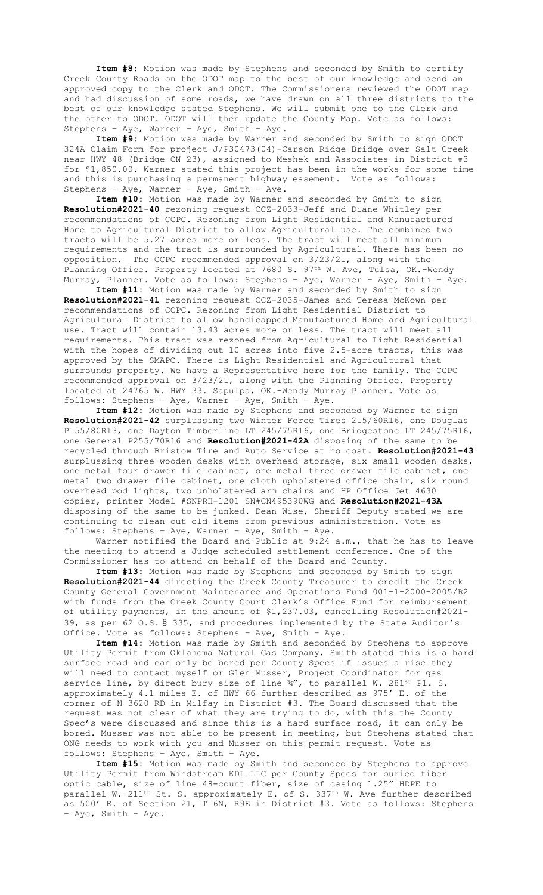**Item #8:** Motion was made by Stephens and seconded by Smith to certify Creek County Roads on the ODOT map to the best of our knowledge and send an approved copy to the Clerk and ODOT. The Commissioners reviewed the ODOT map and had discussion of some roads, we have drawn on all three districts to the best of our knowledge stated Stephens. We will submit one to the Clerk and the other to ODOT. ODOT will then update the County Map. Vote as follows: Stephens – Aye, Warner – Aye, Smith – Aye.

**Item #9:** Motion was made by Warner and seconded by Smith to sign ODOT 324A Claim Form for project J/P30473(04)-Carson Ridge Bridge over Salt Creek near HWY 48 (Bridge CN 23), assigned to Meshek and Associates in District #3 for $1,850.00. Warner stated this project has been in the works for some time and this is purchasing a permanent highway easement. Vote as follows: Stephens – Aye, Warner – Aye, Smith – Aye.

**Item #10:** Motion was made by Warner and seconded by Smith to sign **Resolution#2021-40** rezoning request CCZ-2033-Jeff and Diane Whitley per recommendations of CCPC. Rezoning from Light Residential and Manufactured Home to Agricultural District to allow Agricultural use. The combined two tracts will be 5.27 acres more or less. The tract will meet all minimum requirements and the tract is surrounded by Agricultural. There has been no opposition. The CCPC recommended approval on 3/23/21, along with the Planning Office. Property located at 7680 S. 97th W. Ave, Tulsa, OK.-Wendy Murray, Planner. Vote as follows: Stephens – Aye, Warner – Aye, Smith – Aye.

**Item #11:** Motion was made by Warner and seconded by Smith to sign **Resolution#2021-41** rezoning request CCZ-2035-James and Teresa McKown per recommendations of CCPC. Rezoning from Light Residential District to Agricultural District to allow handicapped Manufactured Home and Agricultural use. Tract will contain 13.43 acres more or less. The tract will meet all requirements. This tract was rezoned from Agricultural to Light Residential with the hopes of dividing out 10 acres into five 2.5-acre tracts, this was approved by the SMAPC. There is Light Residential and Agricultural that surrounds property. We have a Representative here for the family. The CCPC recommended approval on 3/23/21, along with the Planning Office. Property located at 24765 W. HWY 33. Sapulpa, OK.-Wendy Murray Planner. Vote as follows: Stephens – Aye, Warner – Aye, Smith – Aye.

**Item #12:** Motion was made by Stephens and seconded by Warner to sign **Resolution#2021-42** surplussing two Winter Force Tires 215/60R16, one Douglas P155/80R13, one Dayton Timberline LT 245/75R16, one Bridgestone LT 245/75R16, one General P255/70R16 and **Resolution#2021-42A** disposing of the same to be recycled through Bristow Tire and Auto Service at no cost. **Resolution#2021-43** surplussing three wooden desks with overhead storage, six small wooden desks, one metal four drawer file cabinet, one metal three drawer file cabinet, one metal two drawer file cabinet, one cloth upholstered office chair, six round overhead pod lights, two unholstered arm chairs and HP Office Jet 4630 copier, printer Model #SNPRH-1201 SN#CN495390WG and **Resolution#2021-43A** disposing of the same to be junked. Dean Wise, Sheriff Deputy stated we are continuing to clean out old items from previous administration. Vote as follows: Stephens – Aye, Warner – Aye, Smith – Aye.

Warner notified the Board and Public at 9:24 a.m., that he has to leave the meeting to attend a Judge scheduled settlement conference. One of the Commissioner has to attend on behalf of the Board and County.

**Item #13:** Motion was made by Stephens and seconded by Smith to sign **Resolution#2021-44** directing the Creek County Treasurer to credit the Creek County General Government Maintenance and Operations Fund 001-1-2000-2005/R2 with funds from the Creek County Court Clerk's Office Fund for reimbursement of utility payments, in the amount of $1,237.03, cancelling Resolution#2021-39, as per 62 O.S.§ 335, and procedures implemented by the State Auditor's Office. Vote as follows: Stephens – Aye, Smith – Aye.

**Item #14:** Motion was made by Smith and seconded by Stephens to approve Utility Permit from Oklahoma Natural Gas Company, Smith stated this is a hard surface road and can only be bored per County Specs if issues a rise they will need to contact myself or Glen Musser, Project Coordinator for gas service line, by direct bury size of line ¾", to parallel W. 281st Pl. S. approximately 4.1 miles E. of HWY 66 further described as 975' E. of the corner of N 3620 RD in Milfay in District #3. The Board discussed that the request was not clear of what they are trying to do, with this the County Spec's were discussed and since this is a hard surface road, it can only be bored. Musser was not able to be present in meeting, but Stephens stated that ONG needs to work with you and Musser on this permit request. Vote as follows: Stephens – Aye, Smith – Aye.

**Item #15:** Motion was made by Smith and seconded by Stephens to approve Utility Permit from Windstream KDL LLC per County Specs for buried fiber optic cable, size of line 48-count fiber, size of casing 1.25" HDPE to parallel W. 211th St. S. approximately E. of S. 337th W. Ave further described as 500' E. of Section 21, T16N, R9E in District #3. Vote as follows: Stephens – Aye, Smith – Aye.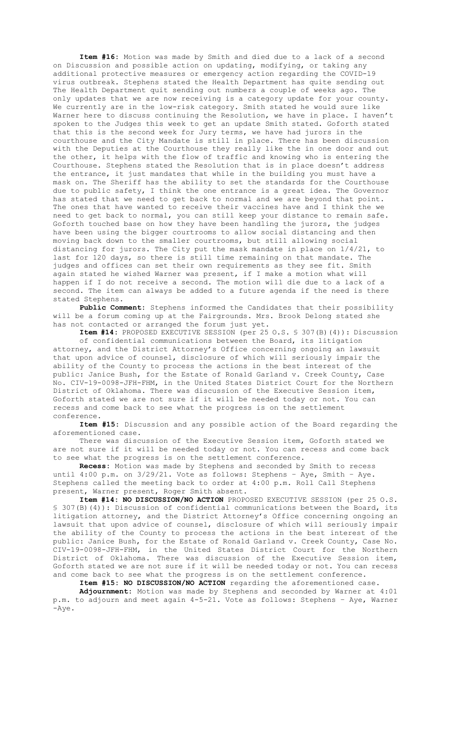**Item #16:** Motion was made by Smith and died due to a lack of a second on Discussion and possible action on updating, modifying, or taking any additional protective measures or emergency action regarding the COVID-19 virus outbreak. Stephens stated the Health Department has quite sending out The Health Department quit sending out numbers a couple of weeks ago. The only updates that we are now receiving is a category update for your county. We currently are in the low-risk category. Smith stated he would sure like Warner here to discuss continuing the Resolution, we have in place. I haven't spoken to the Judges this week to get an update Smith stated. Goforth stated that this is the second week for Jury terms, we have had jurors in the courthouse and the City Mandate is still in place. There has been discussion with the Deputies at the Courthouse they really like the in one door and out the other, it helps with the flow of traffic and knowing who is entering the Courthouse. Stephens stated the Resolution that is in place doesn't address the entrance, it just mandates that while in the building you must have a mask on. The Sheriff has the ability to set the standards for the Courthouse due to public safety, I think the one entrance is a great idea. The Governor has stated that we need to get back to normal and we are beyond that point. The ones that have wanted to receive their vaccines have and I think the we need to get back to normal, you can still keep your distance to remain safe. Goforth touched base on how they have been handling the jurors, the judges have been using the bigger courtrooms to allow social distancing and then moving back down to the smaller courtrooms, but still allowing social distancing for jurors. The City put the mask mandate in place on 1/4/21, to last for 120 days, so there is still time remaining on that mandate. The judges and offices can set their own requirements as they see fit. Smith again stated he wished Warner was present, if I make a motion what will happen if I do not receive a second. The motion will die due to a lack of a second. The item can always be added to a future agenda if the need is there stated Stephens.

**Public Comment:** Stephens informed the Candidates that their possibility will be a forum coming up at the Fairgrounds. Mrs. Brook Delong stated she has not contacted or arranged the forum just yet.

**Item #14:** PROPOSED EXECUTIVE SESSION (per 25 O.S. § 307(B)(4)): Discussion of confidential communications between the Board, its litigation attorney, and the District Attorney's Office concerning ongoing an lawsuit that upon advice of counsel, disclosure of which will seriously impair the ability of the County to process the actions in the best interest of the public: Janice Bush, for the Estate of Ronald Garland v. Creek County, Case No. CIV-19-0098-JFH-FHM, in the United States District Court for the Northern District of Oklahoma. There was discussion of the Executive Session item, Goforth stated we are not sure if it will be needed today or not. You can recess and come back to see what the progress is on the settlement conference.

**Item #15:** Discussion and any possible action of the Board regarding the aforementioned case.

There was discussion of the Executive Session item, Goforth stated we are not sure if it will be needed today or not. You can recess and come back to see what the progress is on the settlement conference.

**Recess:** Motion was made by Stephens and seconded by Smith to recess until 4:00 p.m. on 3/29/21. Vote as follows: Stephens – Aye, Smith – Aye. Stephens called the meeting back to order at 4:00 p.m. Roll Call Stephens present, Warner present, Roger Smith absent.

**Item #14: NO DISCUSSION/NO ACTION** PROPOSED EXECUTIVE SESSION (per 25 O.S. § 307(B)(4)): Discussion of confidential communications between the Board, its litigation attorney, and the District Attorney's Office concerning ongoing an lawsuit that upon advice of counsel, disclosure of which will seriously impair the ability of the County to process the actions in the best interest of the public: Janice Bush, for the Estate of Ronald Garland v. Creek County, Case No. CIV-19-0098-JFH-FHM, in the United States District Court for the Northern District of Oklahoma. There was discussion of the Executive Session item, Goforth stated we are not sure if it will be needed today or not. You can recess and come back to see what the progress is on the settlement conference.

**Item #15: NO DISCUSSION/NO ACTION** regarding the aforementioned case.

**Adjournment:** Motion was made by Stephens and seconded by Warner at 4:01 p.m. to adjourn and meet again 4-5-21. Vote as follows: Stephens – Aye, Warner -Aye.